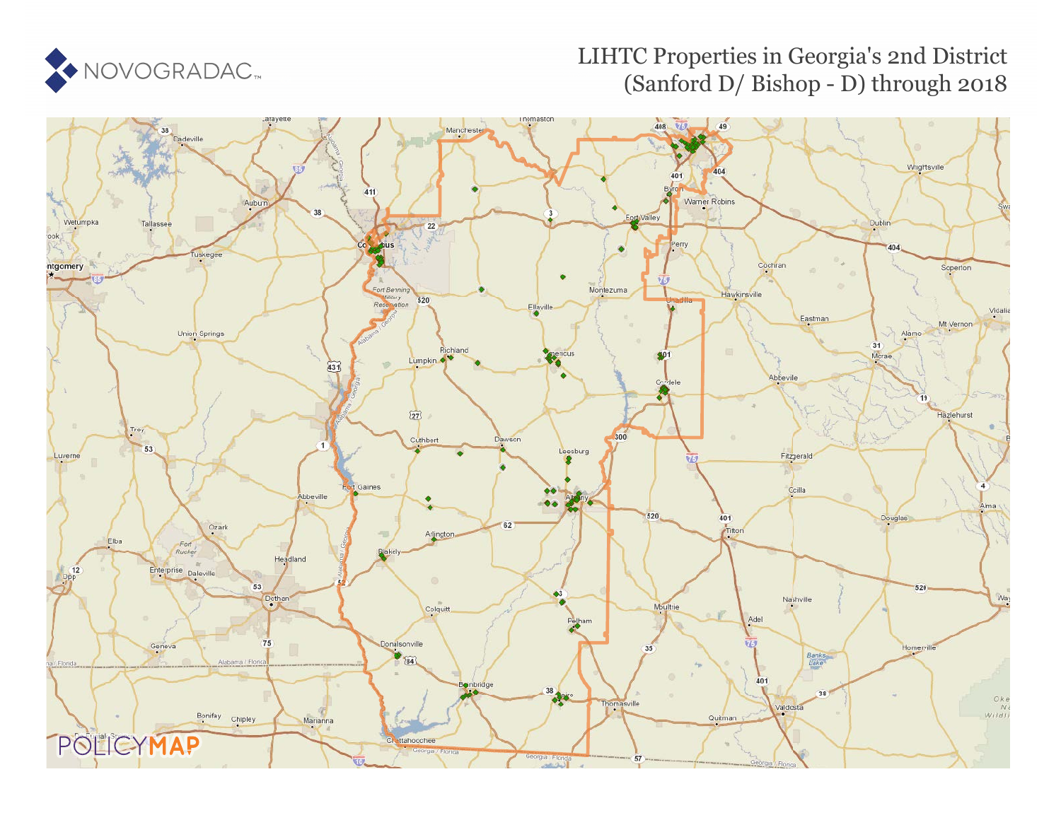NOVOGRADAC

# LIHTC Properties in Georgia's 2nd District (Sanford D/ Bishop - D) through 2018

POLICYMAP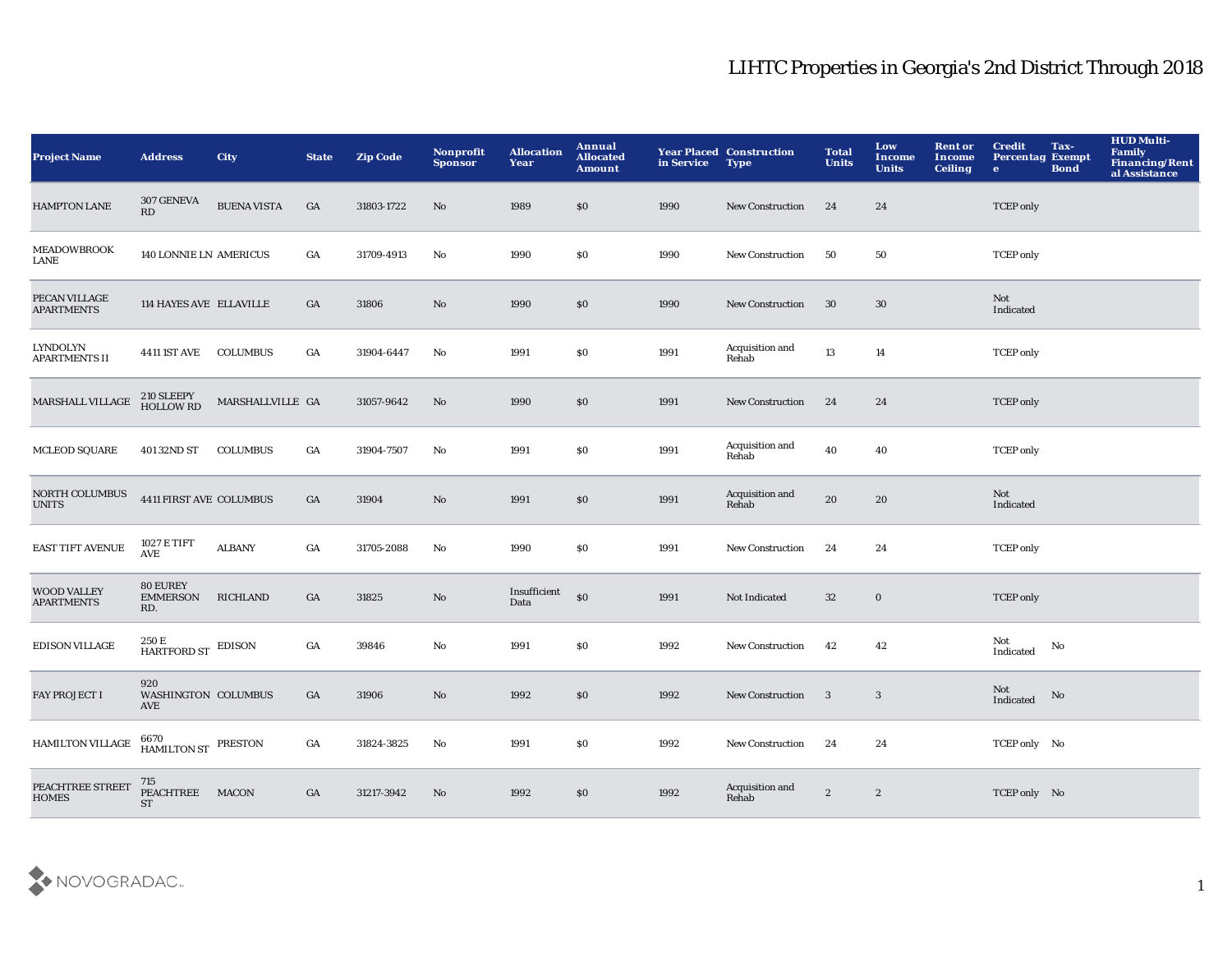# LIHTC Properties in Georgia's 2nd District Through 2018

| Project Name | Address | City | State | Zip Code | Nonprofit Sponsor | Allocation Year | Annual Allocated Amount | Year Placed in Service | Construction Type | Total Units | Low Income Units | Rent or Income Ceiling | Credit Percentage | Tax-Exempt Bond | HUD Multi-Family Financing/Rental Assistance |
|---|---|---|---|---|---|---|---|---|---|---|---|---|---|---|---|
| HAMPTON LANE | 307 GENEVA RD | BUENA VISTA | GA | 31803-1722 | No | 1989 | $0 | 1990 | New Construction | 24 | 24 | | TCEP only | | |
| MEADOWBROOK LANE | 140 LONNIE LN | AMERICUS | GA | 31709-4913 | No | 1990 | $0 | 1990 | New Construction | 50 | 50 | | TCEP only | | |
| PECAN VILLAGE APARTMENTS | 114 HAYES AVE | ELLAVILLE | GA | 31806 | No | 1990 | $0 | 1990 | New Construction | 30 | 30 | | Not Indicated | | |
| LYNDOLYN APARTMENTS II | 4411 1ST AVE | COLUMBUS | GA | 31904-6447 | No | 1991 | $0 | 1991 | Acquisition and Rehab | 13 | 14 | | TCEP only | | |
| MARSHALL VILLAGE | 210 SLEEPY HOLLOW RD | MARSHALLVILLE | GA | 31057-9642 | No | 1990 | $0 | 1991 | New Construction | 24 | 24 | | TCEP only | | |
| MCLEOD SQUARE | 401 32ND ST | COLUMBUS | GA | 31904-7507 | No | 1991 | $0 | 1991 | Acquisition and Rehab | 40 | 40 | | TCEP only | | |
| NORTH COLUMBUS UNITS | 4411 FIRST AVE | COLUMBUS | GA | 31904 | No | 1991 | $0 | 1991 | Acquisition and Rehab | 20 | 20 | | Not Indicated | | |
| EAST TIFT AVENUE | 1027 E TIFT AVE | ALBANY | GA | 31705-2088 | No | 1990 | $0 | 1991 | New Construction | 24 | 24 | | TCEP only | | |
| WOOD VALLEY APARTMENTS | 80 EUREY EMMERSON RD. | RICHLAND | GA | 31825 | No | Insufficient Data | $0 | 1991 | Not Indicated | 32 | 0 | | TCEP only | | |
| EDISON VILLAGE | 250 E HARTFORD ST | EDISON | GA | 39846 | No | 1991 | $0 | 1992 | New Construction | 42 | 42 | | Not Indicated | No | |
| FAY PROJECT I | 920 WASHINGTON AVE | COLUMBUS | GA | 31906 | No | 1992 | $0 | 1992 | New Construction | 3 | 3 | | Not Indicated | No | |
| HAMILTON VILLAGE | 6670 HAMILTON ST | PRESTON | GA | 31824-3825 | No | 1991 | $0 | 1992 | New Construction | 24 | 24 | | TCEP only | No | |
| PEACHTREE STREET HOMES | 715 PEACHTREE ST | MACON | GA | 31217-3942 | No | 1992 | $0 | 1992 | Acquisition and Rehab | 2 | 2 | | TCEP only | No | |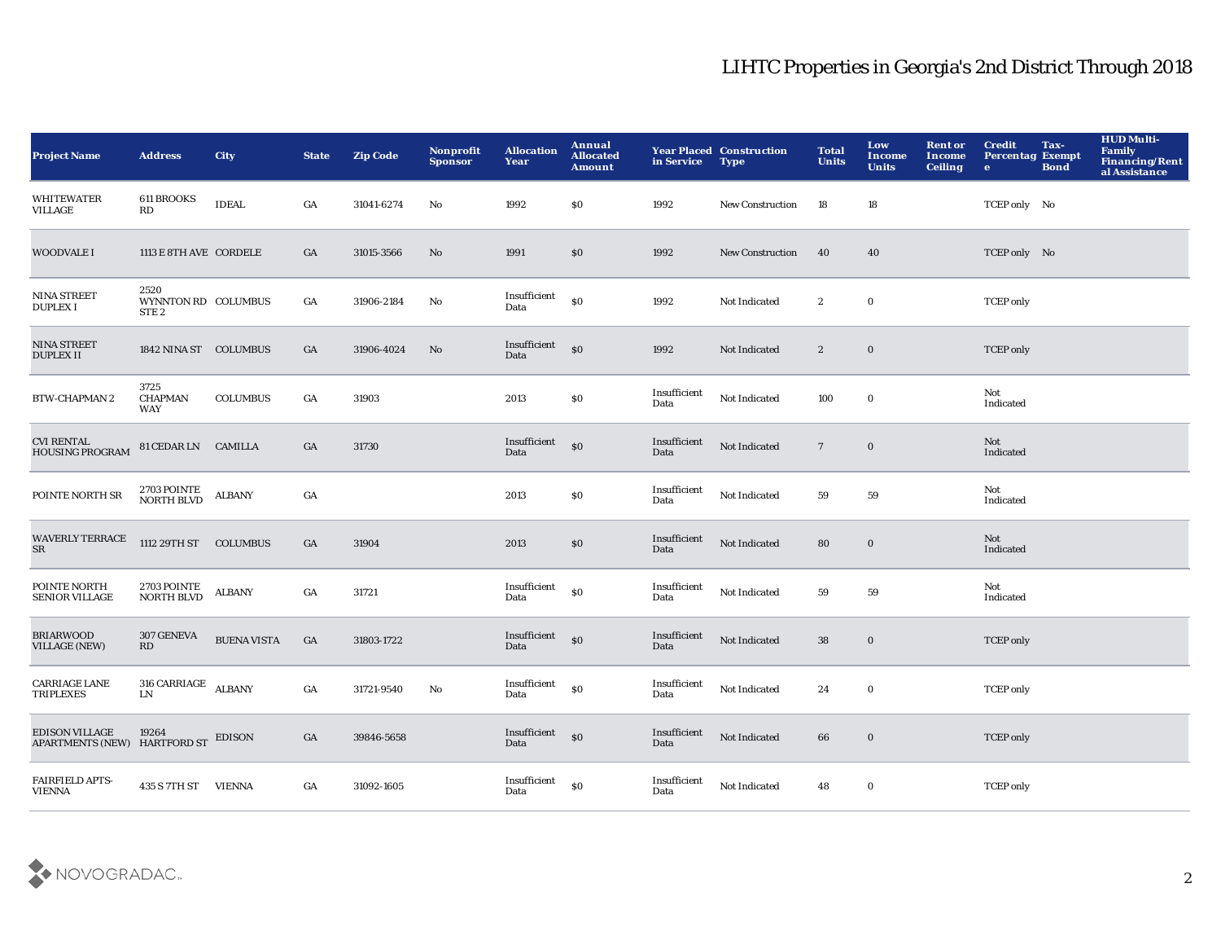# LIHTC Properties in Georgia's 2nd District Through 2018

| Project Name | Address | City | State | Zip Code | Nonprofit Sponsor | Allocation Year | Annual Allocated Amount | Year Placed in Service | Construction Type | Total Units | Low Income Units | Rent or Income Ceiling | Credit Percentage | Tax-Exempt Bond | HUD Multi-Family Financing/Rental Assistance |
|---|---|---|---|---|---|---|---|---|---|---|---|---|---|---|---|
| WHITEWATER VILLAGE | 611 BROOKS RD | IDEAL | GA | 31041-6274 | No | 1992 | $0 | 1992 | New Construction | 18 | 18 | | TCEP only | No | |
| WOODVALE I | 1113 E 8TH AVE | CORDELE | GA | 31015-3566 | No | 1991 | $0 | 1992 | New Construction | 40 | 40 | | TCEP only | No | |
| NINA STREET DUPLEX I | 2520 WYNNTON RD STE 2 | COLUMBUS | GA | 31906-2184 | No | Insufficient Data | $0 | 1992 | Not Indicated | 2 | 0 | | TCEP only | | |
| NINA STREET DUPLEX II | 1842 NINA ST | COLUMBUS | GA | 31906-4024 | No | Insufficient Data | $0 | 1992 | Not Indicated | 2 | 0 | | TCEP only | | |
| BTW-CHAPMAN 2 | 3725 CHAPMAN WAY | COLUMBUS | GA | 31903 | | 2013 | $0 | Insufficient Data | Not Indicated | 100 | 0 | | Not Indicated | | |
| CVI RENTAL HOUSING PROGRAM | 81 CEDAR LN | CAMILLA | GA | 31730 | | Insufficient Data | $0 | Insufficient Data | Not Indicated | 7 | 0 | | Not Indicated | | |
| POINTE NORTH SR | 2703 POINTE NORTH BLVD | ALBANY | GA | | | 2013 | $0 | Insufficient Data | Not Indicated | 59 | 59 | | Not Indicated | | |
| WAVERLY TERRACE SR | 1112 29TH ST | COLUMBUS | GA | 31904 | | 2013 | $0 | Insufficient Data | Not Indicated | 80 | 0 | | Not Indicated | | |
| POINTE NORTH SENIOR VILLAGE | 2703 POINTE NORTH BLVD | ALBANY | GA | 31721 | | Insufficient Data | $0 | Insufficient Data | Not Indicated | 59 | 59 | | Not Indicated | | |
| BRIARWOOD VILLAGE (NEW) | 307 GENEVA RD | BUENA VISTA | GA | 31803-1722 | | Insufficient Data | $0 | Insufficient Data | Not Indicated | 38 | 0 | | TCEP only | | |
| CARRIAGE LANE TRIPLEXES | 316 CARRIAGE LN | ALBANY | GA | 31721-9540 | No | Insufficient Data | $0 | Insufficient Data | Not Indicated | 24 | 0 | | TCEP only | | |
| EDISON VILLAGE APARTMENTS (NEW) | 19264 HARTFORD ST | EDISON | GA | 39846-5658 | | Insufficient Data | $0 | Insufficient Data | Not Indicated | 66 | 0 | | TCEP only | | |
| FAIRFIELD APTS-VIENNA | 435 S 7TH ST | VIENNA | GA | 31092-1605 | | Insufficient Data | $0 | Insufficient Data | Not Indicated | 48 | 0 | | TCEP only | | |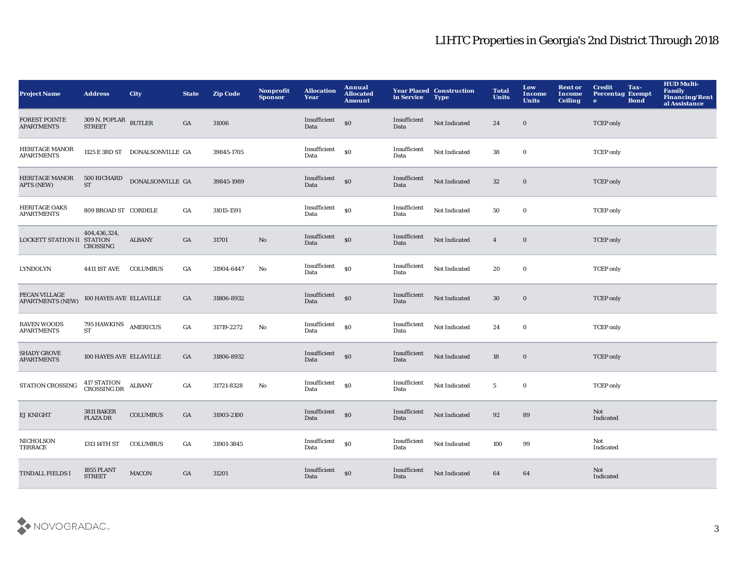# LIHTC Properties in Georgia's 2nd District Through 2018

| Project Name | Address | City | State | Zip Code | Nonprofit Sponsor | Allocation Year | Annual Allocated Amount | Year Placed in Service | Construction Type | Total Units | Low Income Units | Rent or Income Ceiling | Credit Percentage | Tax-Exempt Bond | HUD Multi-Family Financing/Rental Assistance |
|---|---|---|---|---|---|---|---|---|---|---|---|---|---|---|---|
| FOREST POINTE APARTMENTS | 309 N. POPLAR STREET | BUTLER | GA | 31006 | | Insufficient Data | $0 | Insufficient Data | Not Indicated | 24 | 0 | | TCEP only | | |
| HERITAGE MANOR APARTMENTS | 1125 E 3RD ST | DONALSONVILLE | GA | 39845-1705 | | Insufficient Data | $0 | Insufficient Data | Not Indicated | 38 | 0 | | TCEP only | | |
| HERITAGE MANOR APTS (NEW) | 500 RICHARD ST | DONALSONVILLE | GA | 39845-1989 | | Insufficient Data | $0 | Insufficient Data | Not Indicated | 32 | 0 | | TCEP only | | |
| HERITAGE OAKS APARTMENTS | 809 BROAD ST | CORDELE | GA | 31015-1591 | | Insufficient Data | $0 | Insufficient Data | Not Indicated | 50 | 0 | | TCEP only | | |
| LOCKETT STATION II | 404,436,324, STATION CROSSING | ALBANY | GA | 31701 | No | Insufficient Data | $0 | Insufficient Data | Not Indicated | 4 | 0 | | TCEP only | | |
| LYNDOLYN | 4411 1ST AVE | COLUMBUS | GA | 31904-6447 | No | Insufficient Data | $0 | Insufficient Data | Not Indicated | 20 | 0 | | TCEP only | | |
| PECAN VILLAGE APARTMENTS (NEW) | 100 HAYES AVE | ELLAVILLE | GA | 31806-8932 | | Insufficient Data | $0 | Insufficient Data | Not Indicated | 30 | 0 | | TCEP only | | |
| RAVEN WOODS APARTMENTS | 795 HAWKINS ST | AMERICUS | GA | 31719-2272 | No | Insufficient Data | $0 | Insufficient Data | Not Indicated | 24 | 0 | | TCEP only | | |
| SHADY GROVE APARTMENTS | 100 HAYES AVE | ELLAVILLE | GA | 31806-8932 | | Insufficient Data | $0 | Insufficient Data | Not Indicated | 18 | 0 | | TCEP only | | |
| STATION CROSSING | 417 STATION CROSSING DR | ALBANY | GA | 31721-8328 | No | Insufficient Data | $0 | Insufficient Data | Not Indicated | 5 | 0 | | TCEP only | | |
| EJ KNIGHT | 3811 BAKER PLAZA DR | COLUMBUS | GA | 31903-2100 | | Insufficient Data | $0 | Insufficient Data | Not Indicated | 92 | 89 | | Not Indicated | | |
| NICHOLSON TERRACE | 1313 14TH ST | COLUMBUS | GA | 31901-3845 | | Insufficient Data | $0 | Insufficient Data | Not Indicated | 100 | 99 | | Not Indicated | | |
| TINDALL FIELDS I | 1855 PLANT STREET | MACON | GA | 31201 | | Insufficient Data | $0 | Insufficient Data | Not Indicated | 64 | 64 | | Not Indicated | | |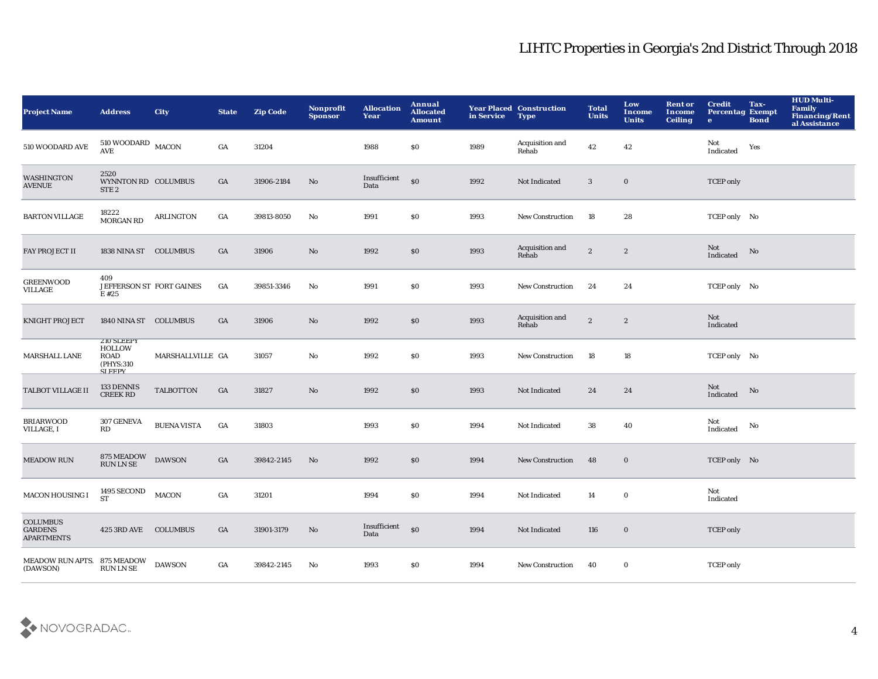# LIHTC Properties in Georgia's 2nd District Through 2018

| Project Name | Address | City | State | Zip Code | Nonprofit Sponsor | Allocation Year | Annual Allocated Amount | Year Placed in Service | Construction Type | Total Units | Low Income Units | Rent or Income Ceiling | Credit Percentage | Tax-Exempt Bond | HUD Multi-Family Financing/Rental Assistance |
|---|---|---|---|---|---|---|---|---|---|---|---|---|---|---|---|
| 510 WOODARD AVE | 510 WOODARD AVE | MACON | GA | 31204 | | 1988 | $0 | 1989 | Acquisition and Rehab | 42 | 42 | | Not Indicated | Yes | |
| WASHINGTON AVENUE | 2520 WYNNTON RD STE 2 | COLUMBUS | GA | 31906-2184 | No | Insufficient Data | $0 | 1992 | Not Indicated | 3 | 0 | | TCEP only | | |
| BARTON VILLAGE | 18222 MORGAN RD | ARLINGTON | GA | 39813-8050 | No | 1991 | $0 | 1993 | New Construction | 18 | 28 | | TCEP only | No | |
| FAY PROJECT II | 1838 NINA ST | COLUMBUS | GA | 31906 | No | 1992 | $0 | 1993 | Acquisition and Rehab | 2 | 2 | | Not Indicated | No | |
| GREENWOOD VILLAGE | 409 JEFFERSON STE #25 | FORT GAINES | GA | 39851-3346 | No | 1991 | $0 | 1993 | New Construction | 24 | 24 | | TCEP only | No | |
| KNIGHT PROJECT | 1840 NINA ST | COLUMBUS | GA | 31906 | No | 1992 | $0 | 1993 | Acquisition and Rehab | 2 | 2 | | Not Indicated | | |
| MARSHALL LANE | 210 SLEEPY HOLLOW ROAD (PHYS:310 SLEEPY | MARSHALLVILLE | GA | 31057 | No | 1992 | $0 | 1993 | New Construction | 18 | 18 | | TCEP only | No | |
| TALBOT VILLAGE II | 133 DENNIS CREEK RD | TALBOTTON | GA | 31827 | No | 1992 | $0 | 1993 | Not Indicated | 24 | 24 | | Not Indicated | No | |
| BRIARWOOD VILLAGE, I | 307 GENEVA RD | BUENA VISTA | GA | 31803 | | 1993 | $0 | 1994 | Not Indicated | 38 | 40 | | Not Indicated | No | |
| MEADOW RUN | 875 MEADOW RUN LN SE | DAWSON | GA | 39842-2145 | No | 1992 | $0 | 1994 | New Construction | 48 | 0 | | TCEP only | No | |
| MACON HOUSING I | 1495 SECOND ST | MACON | GA | 31201 | | 1994 | $0 | 1994 | Not Indicated | 14 | 0 | | Not Indicated | | |
| COLUMBUS GARDENS APARTMENTS | 425 3RD AVE | COLUMBUS | GA | 31901-3179 | No | Insufficient Data | $0 | 1994 | Not Indicated | 116 | 0 | | TCEP only | | |
| MEADOW RUN APTS. (DAWSON) | 875 MEADOW RUN LN SE | DAWSON | GA | 39842-2145 | No | 1993 | $0 | 1994 | New Construction | 40 | 0 | | TCEP only | | |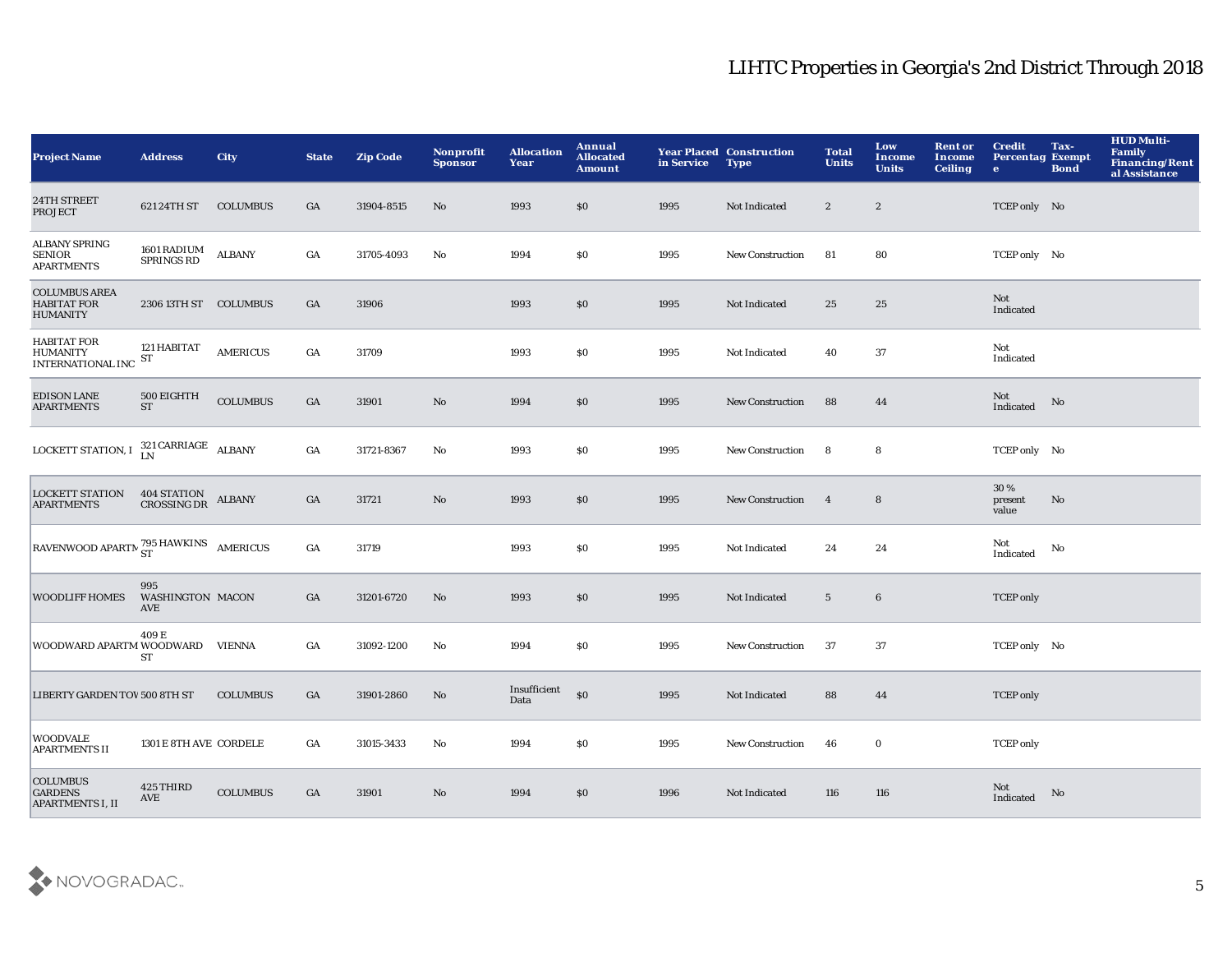# LIHTC Properties in Georgia's 2nd District Through 2018

| Project Name | Address | City | State | Zip Code | Nonprofit Sponsor | Allocation Year | Annual Allocated Amount | Year Placed in Service | Construction Type | Total Units | Low Income Units | Rent or Income Ceiling | Credit Percentage | Tax-Exempt Bond | HUD Multi-Family Financing/Rental Assistance |
|---|---|---|---|---|---|---|---|---|---|---|---|---|---|---|---|
| 24TH STREET PROJECT | 621 24TH ST | COLUMBUS | GA | 31904-8515 | No | 1993 | $0 | 1995 | Not Indicated | 2 | 2 | | TCEP only | No | |
| ALBANY SPRING SENIOR APARTMENTS | 1601 RADIUM SPRINGS RD | ALBANY | GA | 31705-4093 | No | 1994 | $0 | 1995 | New Construction | 81 | 80 | | TCEP only | No | |
| COLUMBUS AREA HABITAT FOR HUMANITY | 2306 13TH ST | COLUMBUS | GA | 31906 | | 1993 | $0 | 1995 | Not Indicated | 25 | 25 | | Not Indicated | | |
| HABITAT FOR HUMANITY INTERNATIONAL INC | 121 HABITAT ST | AMERICUS | GA | 31709 | | 1993 | $0 | 1995 | Not Indicated | 40 | 37 | | Not Indicated | | |
| EDISON LANE APARTMENTS | 500 EIGHTH ST | COLUMBUS | GA | 31901 | No | 1994 | $0 | 1995 | New Construction | 88 | 44 | | Not Indicated | No | |
| LOCKETT STATION, I | 321 CARRIAGE LN | ALBANY | GA | 31721-8367 | No | 1993 | $0 | 1995 | New Construction | 8 | 8 | | TCEP only | No | |
| LOCKETT STATION APARTMENTS | 404 STATION CROSSING DR | ALBANY | GA | 31721 | No | 1993 | $0 | 1995 | New Construction | 4 | 8 | | 30 % present value | No | |
| RAVENWOOD APARTM | 795 HAWKINS ST | AMERICUS | GA | 31719 | | 1993 | $0 | 1995 | Not Indicated | 24 | 24 | | Not Indicated | No | |
| WOODLIFF HOMES | 995 WASHINGTON AVE | MACON | GA | 31201-6720 | No | 1993 | $0 | 1995 | Not Indicated | 5 | 6 | | TCEP only | | |
| WOODWARD APARTM | 409 E WOODWARD ST | VIENNA | GA | 31092-1200 | No | 1994 | $0 | 1995 | New Construction | 37 | 37 | | TCEP only | No | |
| LIBERTY GARDEN TOV | 500 8TH ST | COLUMBUS | GA | 31901-2860 | No | Insufficient Data | $0 | 1995 | Not Indicated | 88 | 44 | | TCEP only | | |
| WOODVALE APARTMENTS II | 1301 E 8TH AVE | CORDELE | GA | 31015-3433 | No | 1994 | $0 | 1995 | New Construction | 46 | 0 | | TCEP only | | |
| COLUMBUS GARDENS APARTMENTS I, II | 425 THIRD AVE | COLUMBUS | GA | 31901 | No | 1994 | $0 | 1996 | Not Indicated | 116 | 116 | | Not Indicated | No | |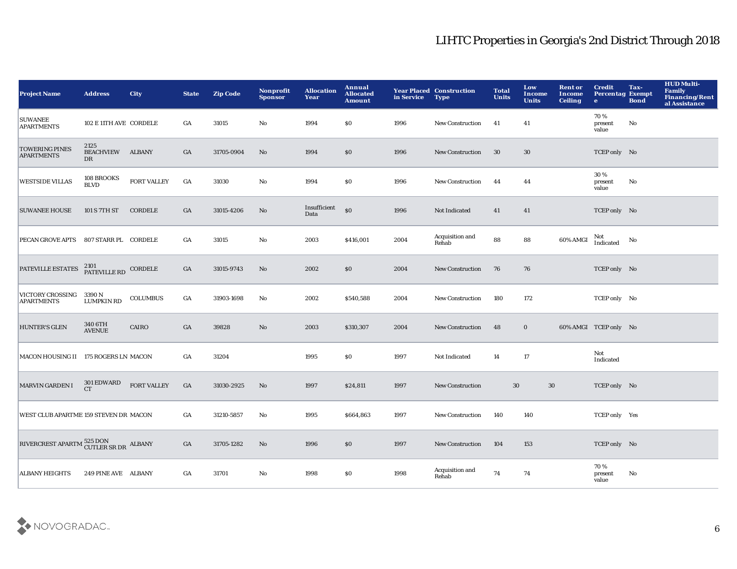## LIHTC Properties in Georgia's 2nd District Through 2018

| Project Name | Address | City | State | Zip Code | Nonprofit Sponsor | Allocation Year | Annual Allocated Amount | Year Placed in Service | Construction Type | Total Units | Low Income Units | Rent or Income Ceiling | Credit Percentage | Tax-Exempt Bond | HUD Multi-Family Financing/Rental Assistance |
|---|---|---|---|---|---|---|---|---|---|---|---|---|---|---|---|
| SUWANEE APARTMENTS | 102 E 11TH AVE | CORDELE | GA | 31015 | No | 1994 | $0 | 1996 | New Construction | 41 | 41 | | 70 % present value | No | |
| TOWERING PINES APARTMENTS | 2125 BEACHVIEW DR | ALBANY | GA | 31705-0904 | No | 1994 | $0 | 1996 | New Construction | 30 | 30 | | TCEP only | No | |
| WESTSIDE VILLAS | 108 BROOKS BLVD | FORT VALLEY | GA | 31030 | No | 1994 | $0 | 1996 | New Construction | 44 | 44 | | 30 % present value | No | |
| SUWANEE HOUSE | 101 S 7TH ST | CORDELE | GA | 31015-4206 | No | Insufficient Data | $0 | 1996 | Not Indicated | 41 | 41 | | TCEP only | No | |
| PECAN GROVE APTS | 807 STARR PL | CORDELE | GA | 31015 | No | 2003 | $416,001 | 2004 | Acquisition and Rehab | 88 | 88 | 60% AMGI | Not Indicated | No | |
| PATEVILLE ESTATES | 2101 PATEVILLE RD | CORDELE | GA | 31015-9743 | No | 2002 | $0 | 2004 | New Construction | 76 | 76 | | TCEP only | No | |
| VICTORY CROSSING APARTMENTS | 3390 N LUMPKIN RD | COLUMBUS | GA | 31903-1698 | No | 2002 | $540,588 | 2004 | New Construction | 180 | 172 | | TCEP only | No | |
| HUNTER'S GLEN | 340 6TH AVENUE | CAIRO | GA | 39828 | No | 2003 | $310,307 | 2004 | New Construction | 48 | 0 | 60% AMGI | TCEP only | No | |
| MACON HOUSING II | 175 ROGERS LN | MACON | GA | 31204 | | 1995 | $0 | 1997 | Not Indicated | 14 | 17 | | Not Indicated | | |
| MARVIN GARDEN I | 301 EDWARD CT | FORT VALLEY | GA | 31030-2925 | No | 1997 | $24,811 | 1997 | New Construction | 30 | 30 | | TCEP only | No | |
| WEST CLUB APARTME | 159 STEVEN DR | MACON | GA | 31210-5857 | No | 1995 | $664,863 | 1997 | New Construction | 140 | 140 | | TCEP only | Yes | |
| RIVERCREST APARTM | 525 DON CUTLER SR DR | ALBANY | GA | 31705-1282 | No | 1996 | $0 | 1997 | New Construction | 104 | 153 | | TCEP only | No | |
| ALBANY HEIGHTS | 249 PINE AVE | ALBANY | GA | 31701 | No | 1998 | $0 | 1998 | Acquisition and Rehab | 74 | 74 | | 70 % present value | No | |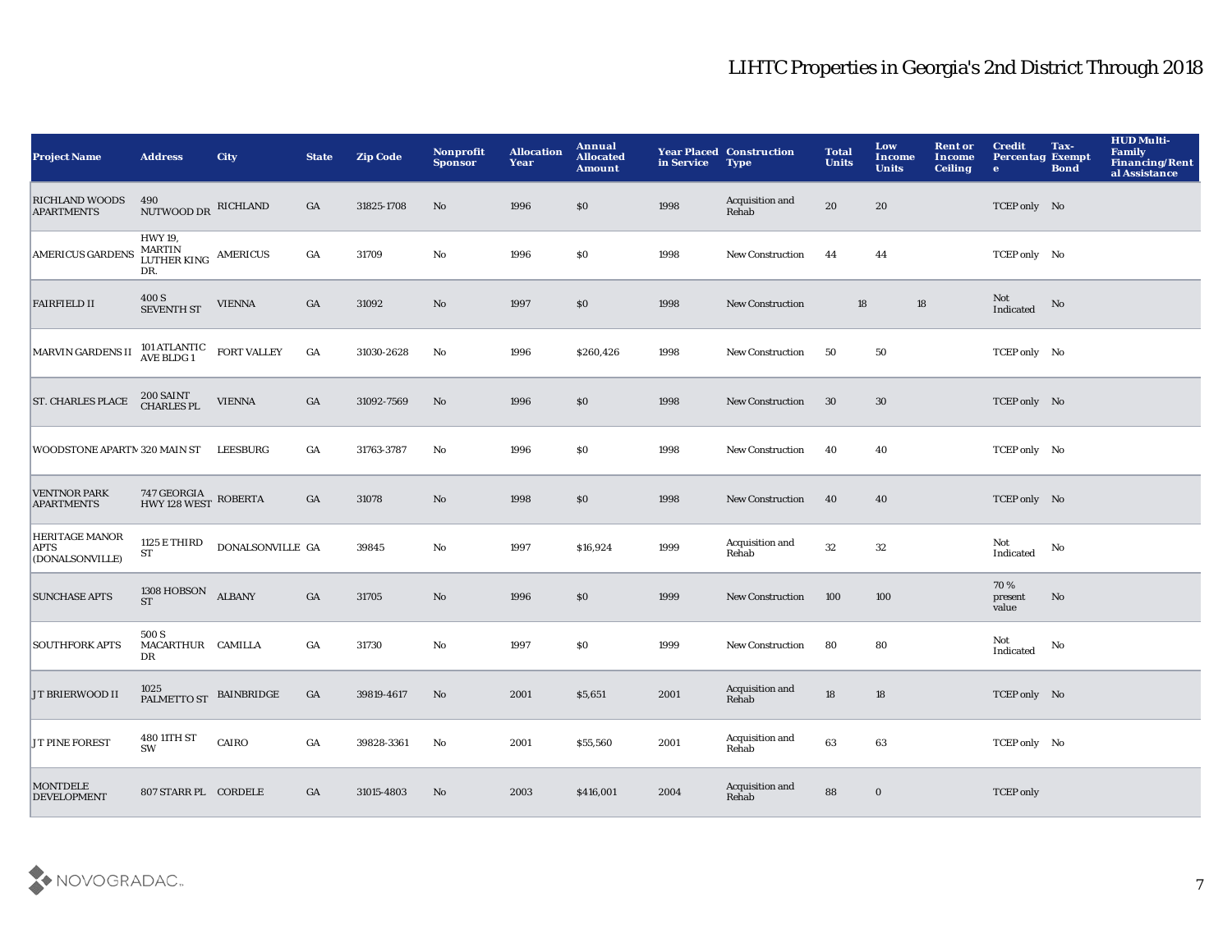| Project Name | Address | City | State | Zip Code | Nonprofit Sponsor | Allocation Year | Annual Allocated Amount | Year Placed in Service | Construction Type | Total Units | Low Income Units | Rent or Income Ceiling | Credit Percentage | Tax-Exempt Bond | HUD Multi-Family Financing/Rental Assistance |
|---|---|---|---|---|---|---|---|---|---|---|---|---|---|---|---|
| RICHLAND WOODS APARTMENTS | 490 NUTWOOD DR | RICHLAND | GA | 31825-1708 | No | 1996 | $0 | 1998 | Acquisition and Rehab | 20 | 20 | | TCEP only | No | |
| AMERICUS GARDENS | HWY 19, MARTIN LUTHER KING DR. | AMERICUS | GA | 31709 | No | 1996 | $0 | 1998 | New Construction | 44 | 44 | | TCEP only | No | |
| FAIRFIELD II | 400 S SEVENTH ST | VIENNA | GA | 31092 | No | 1997 | $0 | 1998 | New Construction | 18 | 18 | | Not Indicated | No | |
| MARVIN GARDENS II | 101 ATLANTIC AVE BLDG 1 | FORT VALLEY | GA | 31030-2628 | No | 1996 | $260,426 | 1998 | New Construction | 50 | 50 | | TCEP only | No | |
| ST. CHARLES PLACE | 200 SAINT CHARLES PL | VIENNA | GA | 31092-7569 | No | 1996 | $0 | 1998 | New Construction | 30 | 30 | | TCEP only | No | |
| WOODSTONE APARTM | 320 MAIN ST | LEESBURG | GA | 31763-3787 | No | 1996 | $0 | 1998 | New Construction | 40 | 40 | | TCEP only | No | |
| VENTNOR PARK APARTMENTS | 747 GEORGIA HWY 128 WEST | ROBERTA | GA | 31078 | No | 1998 | $0 | 1998 | New Construction | 40 | 40 | | TCEP only | No | |
| HERITAGE MANOR APTS (DONALSONVILLE) | 1125 E THIRD ST | DONALSONVILLE | GA | 39845 | No | 1997 | $16,924 | 1999 | Acquisition and Rehab | 32 | 32 | | Not Indicated | No | |
| SUNCHASE APTS | 1308 HOBSON ST | ALBANY | GA | 31705 | No | 1996 | $0 | 1999 | New Construction | 100 | 100 | | 70 % present value | No | |
| SOUTHFORK APTS | 500 S MACARTHUR DR | CAMILLA | GA | 31730 | No | 1997 | $0 | 1999 | New Construction | 80 | 80 | | Not Indicated | No | |
| J T BRIERWOOD II | 1025 PALMETTO ST | BAINBRIDGE | GA | 39819-4617 | No | 2001 | $5,651 | 2001 | Acquisition and Rehab | 18 | 18 | | TCEP only | No | |
| J T PINE FOREST | 480 11TH ST SW | CAIRO | GA | 39828-3361 | No | 2001 | $55,560 | 2001 | Acquisition and Rehab | 63 | 63 | | TCEP only | No | |
| MONTDELE DEVELOPMENT | 807 STARR PL | CORDELE | GA | 31015-4803 | No | 2003 | $416,001 | 2004 | Acquisition and Rehab | 88 | 0 | | TCEP only | | |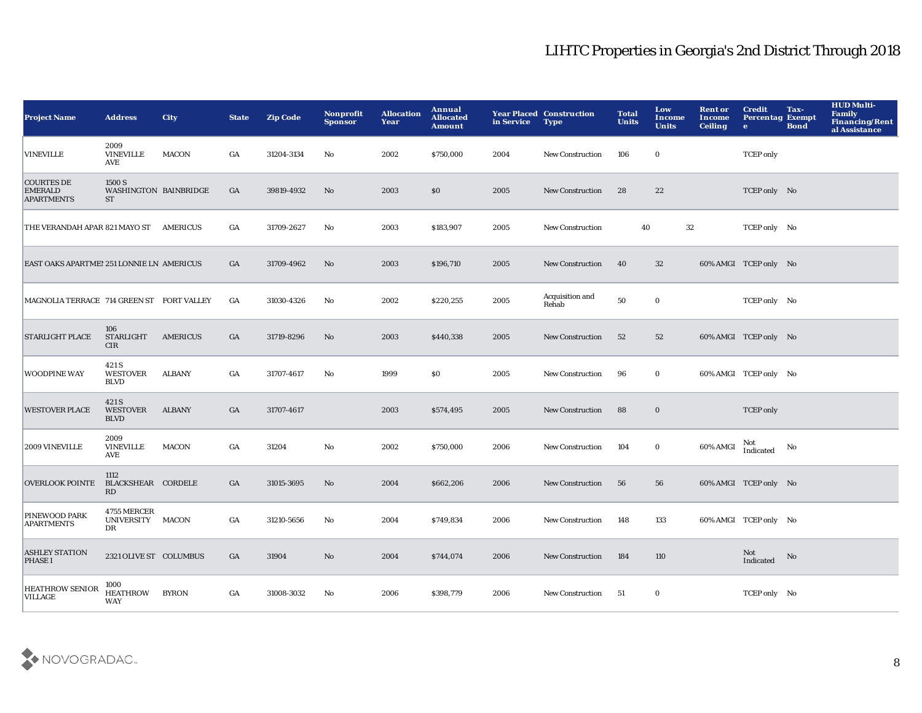# LIHTC Properties in Georgia's 2nd District Through 2018

| Project Name | Address | City | State | Zip Code | Nonprofit Sponsor | Allocation Year | Annual Allocated Amount | Year Placed in Service | Construction Type | Total Units | Low Income Units | Rent or Income Ceiling | Credit Percentage | Tax-Exempt Bond | HUD Multi-Family Financing/Rental Assistance |
|---|---|---|---|---|---|---|---|---|---|---|---|---|---|---|---|
| VINEVILLE | 2009 VINEVILLE AVE | MACON | GA | 31204-3134 | No | 2002 | $750,000 | 2004 | New Construction | 106 | 0 | | TCEP only | | |
| COURTES DE EMERALD APARTMENTS | 1500 S WASHINGTON ST | BAINBRIDGE | GA | 39819-4932 | No | 2003 | $0 | 2005 | New Construction | 28 | 22 | | TCEP only | No | |
| THE VERANDAH APAR | 821 MAYO ST | AMERICUS | GA | 31709-2627 | No | 2003 | $183,907 | 2005 | New Construction | 40 | 32 | | TCEP only | No | |
| EAST OAKS APARTME! | 251 LONNIE LN | AMERICUS | GA | 31709-4962 | No | 2003 | $196,710 | 2005 | New Construction | 40 | 32 | 60% AMGI | TCEP only | No | |
| MAGNOLIA TERRACE | 714 GREEN ST | FORT VALLEY | GA | 31030-4326 | No | 2002 | $220,255 | 2005 | Acquisition and Rehab | 50 | 0 | | TCEP only | No | |
| STARLIGHT PLACE | 106 STARLIGHT CIR | AMERICUS | GA | 31719-8296 | No | 2003 | $440,338 | 2005 | New Construction | 52 | 52 | 60% AMGI | TCEP only | No | |
| WOODPINE WAY | 421 S WESTOVER BLVD | ALBANY | GA | 31707-4617 | No | 1999 | $0 | 2005 | New Construction | 96 | 0 | 60% AMGI | TCEP only | No | |
| WESTOVER PLACE | 421 S WESTOVER BLVD | ALBANY | GA | 31707-4617 | | 2003 | $574,495 | 2005 | New Construction | 88 | 0 | | TCEP only | | |
| 2009 VINEVILLE | 2009 VINEVILLE AVE | MACON | GA | 31204 | No | 2002 | $750,000 | 2006 | New Construction | 104 | 0 | 60% AMGI | Not Indicated | No | |
| OVERLOOK POINTE | 1112 BLACKSHEAR RD | CORDELE | GA | 31015-3695 | No | 2004 | $662,206 | 2006 | New Construction | 56 | 56 | 60% AMGI | TCEP only | No | |
| PINEWOOD PARK APARTMENTS | 4755 MERCER UNIVERSITY DR | MACON | GA | 31210-5656 | No | 2004 | $749,834 | 2006 | New Construction | 148 | 133 | 60% AMGI | TCEP only | No | |
| ASHLEY STATION PHASE I | 2321 OLIVE ST | COLUMBUS | GA | 31904 | No | 2004 | $744,074 | 2006 | New Construction | 184 | 110 | | Not Indicated | No | |
| HEATHROW SENIOR VILLAGE | 1000 HEATHROW WAY | BYRON | GA | 31008-3032 | No | 2006 | $398,779 | 2006 | New Construction | 51 | 0 | | TCEP only | No | |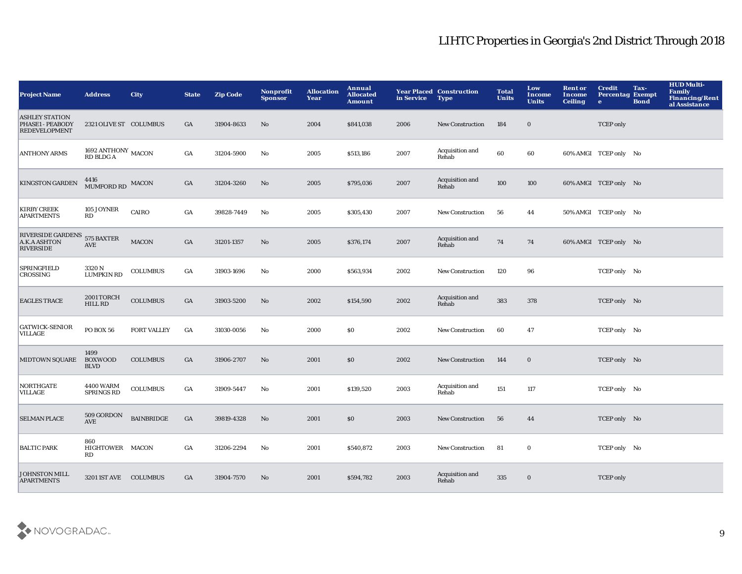# LIHTC Properties in Georgia's 2nd District Through 2018

| Project Name | Address | City | State | Zip Code | Nonprofit Sponsor | Allocation Year | Annual Allocated Amount | Year Placed in Service | Construction Type | Total Units | Low Income Units | Rent or Income Ceiling | Credit Percentage | Tax-Exempt Bond | HUD Multi-Family Financing/Rental Assistance |
|---|---|---|---|---|---|---|---|---|---|---|---|---|---|---|---|
| ASHLEY STATION PHASE I - PEABODY REDEVELOPMENT | 2321 OLIVE ST | COLUMBUS | GA | 31904-8633 | No | 2004 | $841,038 | 2006 | New Construction | 184 | 0 | | TCEP only | | |
| ANTHONY ARMS | 1692 ANTHONY RD BLDG A | MACON | GA | 31204-5900 | No | 2005 | $513,186 | 2007 | Acquisition and Rehab | 60 | 60 | 60% AMGI | TCEP only | No | |
| KINGSTON GARDEN | 4416 MUMFORD RD | MACON | GA | 31204-3260 | No | 2005 | $795,036 | 2007 | Acquisition and Rehab | 100 | 100 | 60% AMGI | TCEP only | No | |
| KIRBY CREEK APARTMENTS | 105 JOYNER RD | CAIRO | GA | 39828-7449 | No | 2005 | $305,430 | 2007 | New Construction | 56 | 44 | 50% AMGI | TCEP only | No | |
| RIVERSIDE GARDENS A.K.A ASHTON RIVERSIDE | 575 BAXTER AVE | MACON | GA | 31201-1357 | No | 2005 | $376,174 | 2007 | Acquisition and Rehab | 74 | 74 | 60% AMGI | TCEP only | No | |
| SPRINGFIELD CROSSING | 3320 N LUMPKIN RD | COLUMBUS | GA | 31903-1696 | No | 2000 | $563,934 | 2002 | New Construction | 120 | 96 | | TCEP only | No | |
| EAGLES TRACE | 2001 TORCH HILL RD | COLUMBUS | GA | 31903-5200 | No | 2002 | $154,590 | 2002 | Acquisition and Rehab | 383 | 378 | | TCEP only | No | |
| GATWICK-SENIOR VILLAGE | PO BOX 56 | FORT VALLEY | GA | 31030-0056 | No | 2000 | $0 | 2002 | New Construction | 60 | 47 | | TCEP only | No | |
| MIDTOWN SQUARE | 1499 BOXWOOD BLVD | COLUMBUS | GA | 31906-2707 | No | 2001 | $0 | 2002 | New Construction | 144 | 0 | | TCEP only | No | |
| NORTHGATE VILLAGE | 4400 WARM SPRINGS RD | COLUMBUS | GA | 31909-5447 | No | 2001 | $139,520 | 2003 | Acquisition and Rehab | 151 | 117 | | TCEP only | No | |
| SELMAN PLACE | 509 GORDON AVE | BAINBRIDGE | GA | 39819-4328 | No | 2001 | $0 | 2003 | New Construction | 56 | 44 | | TCEP only | No | |
| BALTIC PARK | 860 HIGHTOWER RD | MACON | GA | 31206-2294 | No | 2001 | $540,872 | 2003 | New Construction | 81 | 0 | | TCEP only | No | |
| JOHNSTON MILL APARTMENTS | 3201 1ST AVE | COLUMBUS | GA | 31904-7570 | No | 2001 | $594,782 | 2003 | Acquisition and Rehab | 335 | 0 | | TCEP only | | |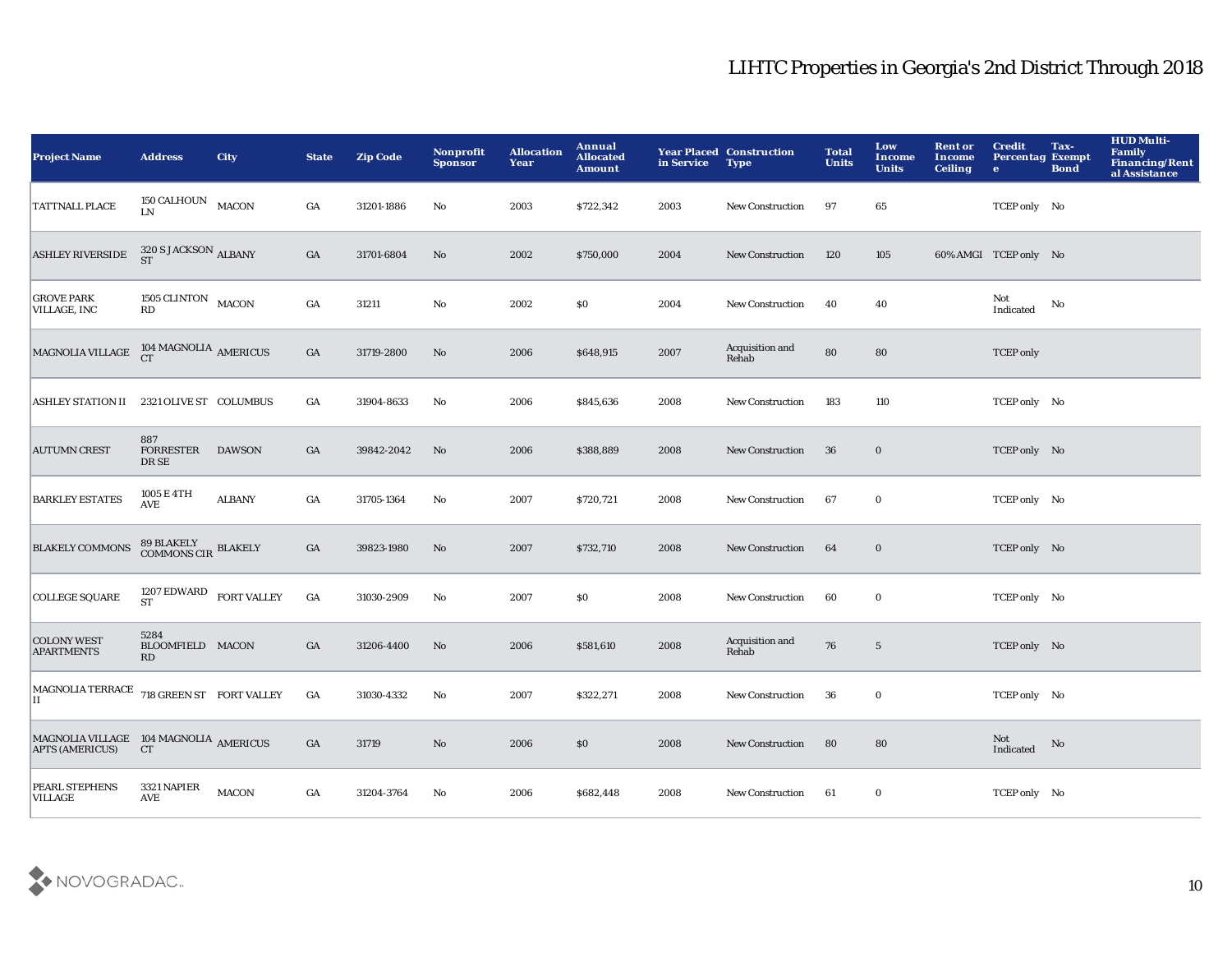# LIHTC Properties in Georgia's 2nd District Through 2018

| Project Name | Address | City | State | Zip Code | Nonprofit Sponsor | Allocation Year | Annual Allocated Amount | Year Placed in Service | Construction Type | Total Units | Low Income Units | Rent or Income Ceiling | Credit Percentage | Tax-Exempt Bond | HUD Multi-Family Financing/Rental Assistance |
|---|---|---|---|---|---|---|---|---|---|---|---|---|---|---|---|
| TATTNALL PLACE | 150 CALHOUN LN | MACON | GA | 31201-1886 | No | 2003 | $722,342 | 2003 | New Construction | 97 | 65 | | TCEP only | No | |
| ASHLEY RIVERSIDE | 320 S JACKSON ST | ALBANY | GA | 31701-6804 | No | 2002 | $750,000 | 2004 | New Construction | 120 | 105 | 60% AMGI | TCEP only | No | |
| GROVE PARK VILLAGE, INC | 1505 CLINTON RD | MACON | GA | 31211 | No | 2002 | $0 | 2004 | New Construction | 40 | 40 | | Not Indicated | No | |
| MAGNOLIA VILLAGE | 104 MAGNOLIA CT | AMERICUS | GA | 31719-2800 | No | 2006 | $648,915 | 2007 | Acquisition and Rehab | 80 | 80 | | TCEP only | | |
| ASHLEY STATION II | 2321 OLIVE ST | COLUMBUS | GA | 31904-8633 | No | 2006 | $845,636 | 2008 | New Construction | 183 | 110 | | TCEP only | No | |
| AUTUMN CREST | 887 FORRESTER DR SE | DAWSON | GA | 39842-2042 | No | 2006 | $388,889 | 2008 | New Construction | 36 | 0 | | TCEP only | No | |
| BARKLEY ESTATES | 1005 E 4TH AVE | ALBANY | GA | 31705-1364 | No | 2007 | $720,721 | 2008 | New Construction | 67 | 0 | | TCEP only | No | |
| BLAKELY COMMONS | 89 BLAKELY COMMONS CIR | BLAKELY | GA | 39823-1980 | No | 2007 | $732,710 | 2008 | New Construction | 64 | 0 | | TCEP only | No | |
| COLLEGE SQUARE | 1207 EDWARD ST | FORT VALLEY | GA | 31030-2909 | No | 2007 | $0 | 2008 | New Construction | 60 | 0 | | TCEP only | No | |
| COLONY WEST APARTMENTS | 5284 BLOOMFIELD RD | MACON | GA | 31206-4400 | No | 2006 | $581,610 | 2008 | Acquisition and Rehab | 76 | 5 | | TCEP only | No | |
| MAGNOLIA TERRACE II | 718 GREEN ST | FORT VALLEY | GA | 31030-4332 | No | 2007 | $322,271 | 2008 | New Construction | 36 | 0 | | TCEP only | No | |
| MAGNOLIA VILLAGE APTS (AMERICUS) | 104 MAGNOLIA CT | AMERICUS | GA | 31719 | No | 2006 | $0 | 2008 | New Construction | 80 | 80 | | Not Indicated | No | |
| PEARL STEPHENS VILLAGE | 3321 NAPIER AVE | MACON | GA | 31204-3764 | No | 2006 | $682,448 | 2008 | New Construction | 61 | 0 | | TCEP only | No | |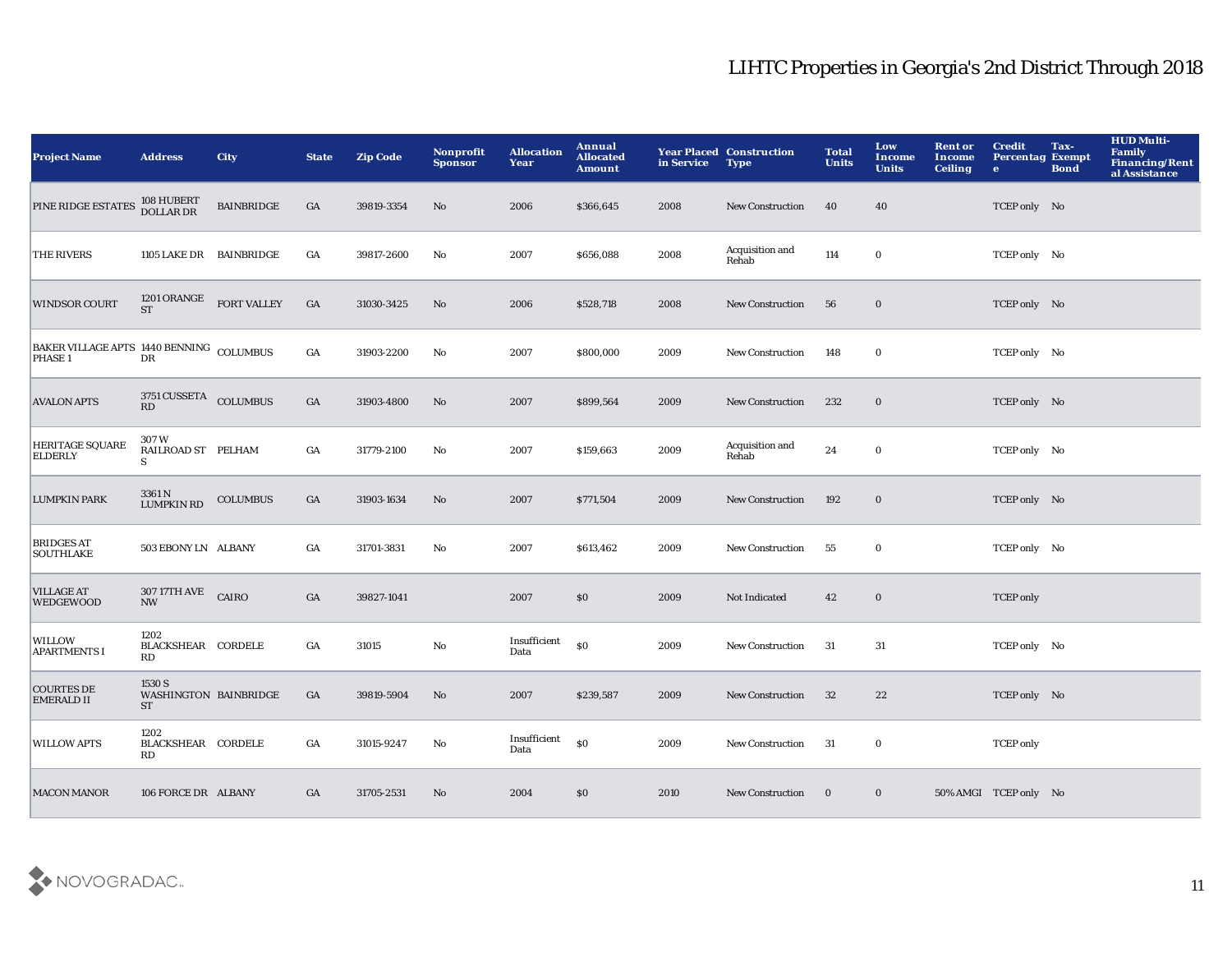# LIHTC Properties in Georgia's 2nd District Through 2018

| Project Name | Address | City | State | Zip Code | Nonprofit Sponsor | Allocation Year | Annual Allocated Amount | Year Placed in Service | Construction Type | Total Units | Low Income Units | Rent or Income Ceiling | Credit Percentage | Tax-Exempt Bond | HUD Multi-Family Financing/Rental Assistance |
|---|---|---|---|---|---|---|---|---|---|---|---|---|---|---|---|
| PINE RIDGE ESTATES | 108 HUBERT DOLLAR DR | BAINBRIDGE | GA | 39819-3354 | No | 2006 | $366,645 | 2008 | New Construction | 40 | 40 | | TCEP only | No | |
| THE RIVERS | 1105 LAKE DR | BAINBRIDGE | GA | 39817-2600 | No | 2007 | $656,088 | 2008 | Acquisition and Rehab | 114 | 0 | | TCEP only | No | |
| WINDSOR COURT | 1201 ORANGE ST | FORT VALLEY | GA | 31030-3425 | No | 2006 | $528,718 | 2008 | New Construction | 56 | 0 | | TCEP only | No | |
| BAKER VILLAGE APTS PHASE 1 | 1440 BENNING DR | COLUMBUS | GA | 31903-2200 | No | 2007 | $800,000 | 2009 | New Construction | 148 | 0 | | TCEP only | No | |
| AVALON APTS | 3751 CUSSETA RD | COLUMBUS | GA | 31903-4800 | No | 2007 | $899,564 | 2009 | New Construction | 232 | 0 | | TCEP only | No | |
| HERITAGE SQUARE ELDERLY | 307 W RAILROAD ST S | PELHAM | GA | 31779-2100 | No | 2007 | $159,663 | 2009 | Acquisition and Rehab | 24 | 0 | | TCEP only | No | |
| LUMPKIN PARK | 3361 N LUMPKIN RD | COLUMBUS | GA | 31903-1634 | No | 2007 | $771,504 | 2009 | New Construction | 192 | 0 | | TCEP only | No | |
| BRIDGES AT SOUTHLAKE | 503 EBONY LN | ALBANY | GA | 31701-3831 | No | 2007 | $613,462 | 2009 | New Construction | 55 | 0 | | TCEP only | No | |
| VILLAGE AT WEDGEWOOD | 307 17TH AVE NW | CAIRO | GA | 39827-1041 | | 2007 | $0 | 2009 | Not Indicated | 42 | 0 | | TCEP only | | |
| WILLOW APARTMENTS I | 1202 BLACKSHEAR RD | CORDELE | GA | 31015 | No | Insufficient Data | $0 | 2009 | New Construction | 31 | 31 | | TCEP only | No | |
| COURTES DE EMERALD II | 1530 S WASHINGTON ST | BAINBRIDGE | GA | 39819-5904 | No | 2007 | $239,587 | 2009 | New Construction | 32 | 22 | | TCEP only | No | |
| WILLOW APTS | 1202 BLACKSHEAR RD | CORDELE | GA | 31015-9247 | No | Insufficient Data | $0 | 2009 | New Construction | 31 | 0 | | TCEP only | | |
| MACON MANOR | 106 FORCE DR | ALBANY | GA | 31705-2531 | No | 2004 | $0 | 2010 | New Construction | 0 | 0 | 50% AMGI | TCEP only | No | |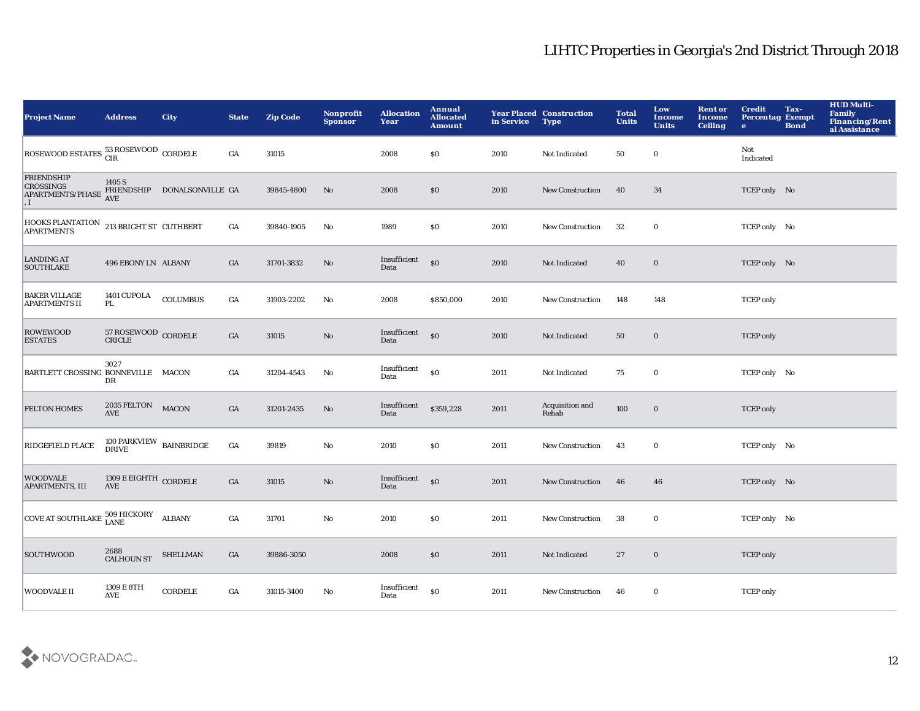# LIHTC Properties in Georgia's 2nd District Through 2018

| Project Name | Address | City | State | Zip Code | Nonprofit Sponsor | Allocation Year | Annual Allocated Amount | Year Placed in Service | Construction Type | Total Units | Low Income Units | Rent or Income Ceiling | Credit Percentage | Tax-Exempt Bond | HUD Multi-Family Financing/Rental Assistance |
|---|---|---|---|---|---|---|---|---|---|---|---|---|---|---|---|
| ROSEWOOD ESTATES | 53 ROSEWOOD CIR | CORDELE | GA | 31015 | | 2008 | $0 | 2010 | Not Indicated | 50 | 0 | | Not Indicated | | |
| FRIENDSHIP CROSSINGS APARTMENTS/PHASE, I | 1405 S FRIENDSHIP AVE | DONALSONVILLE | GA | 39845-4800 | No | 2008 | $0 | 2010 | New Construction | 40 | 34 | | TCEP only | No | |
| HOOKS PLANTATION APARTMENTS | 213 BRIGHT ST | CUTHBERT | GA | 39840-1905 | No | 1989 | $0 | 2010 | New Construction | 32 | 0 | | TCEP only | No | |
| LANDING AT SOUTHLAKE | 496 EBONY LN | ALBANY | GA | 31701-3832 | No | Insufficient Data | $0 | 2010 | Not Indicated | 40 | 0 | | TCEP only | No | |
| BAKER VILLAGE APARTMENTS II | 1401 CUPOLA PL | COLUMBUS | GA | 31903-2202 | No | 2008 | $850,000 | 2010 | New Construction | 148 | 148 | | TCEP only | | |
| ROWEWOOD ESTATES | 57 ROSEWOOD CRICLE | CORDELE | GA | 31015 | No | Insufficient Data | $0 | 2010 | Not Indicated | 50 | 0 | | TCEP only | | |
| BARTLETT CROSSING | 3027 BONNEVILLE DR | MACON | GA | 31204-4543 | No | Insufficient Data | $0 | 2011 | Not Indicated | 75 | 0 | | TCEP only | No | |
| FELTON HOMES | 2035 FELTON AVE | MACON | GA | 31201-2435 | No | Insufficient Data | $359,228 | 2011 | Acquisition and Rehab | 100 | 0 | | TCEP only | | |
| RIDGEFIELD PLACE | 100 PARKVIEW DRIVE | BAINBRIDGE | GA | 39819 | No | 2010 | $0 | 2011 | New Construction | 43 | 0 | | TCEP only | No | |
| WOODVALE APARTMENTS, III | 1309 E EIGHTH AVE | CORDELE | GA | 31015 | No | Insufficient Data | $0 | 2011 | New Construction | 46 | 46 | | TCEP only | No | |
| COVE AT SOUTHLAKE | 509 HICKORY LANE | ALBANY | GA | 31701 | No | 2010 | $0 | 2011 | New Construction | 38 | 0 | | TCEP only | No | |
| SOUTHWOOD | 2688 CALHOUN ST | SHELLMAN | GA | 39886-3050 | | 2008 | $0 | 2011 | Not Indicated | 27 | 0 | | TCEP only | | |
| WOODVALE II | 1309 E 8TH AVE | CORDELE | GA | 31015-3400 | No | Insufficient Data | $0 | 2011 | New Construction | 46 | 0 | | TCEP only | | |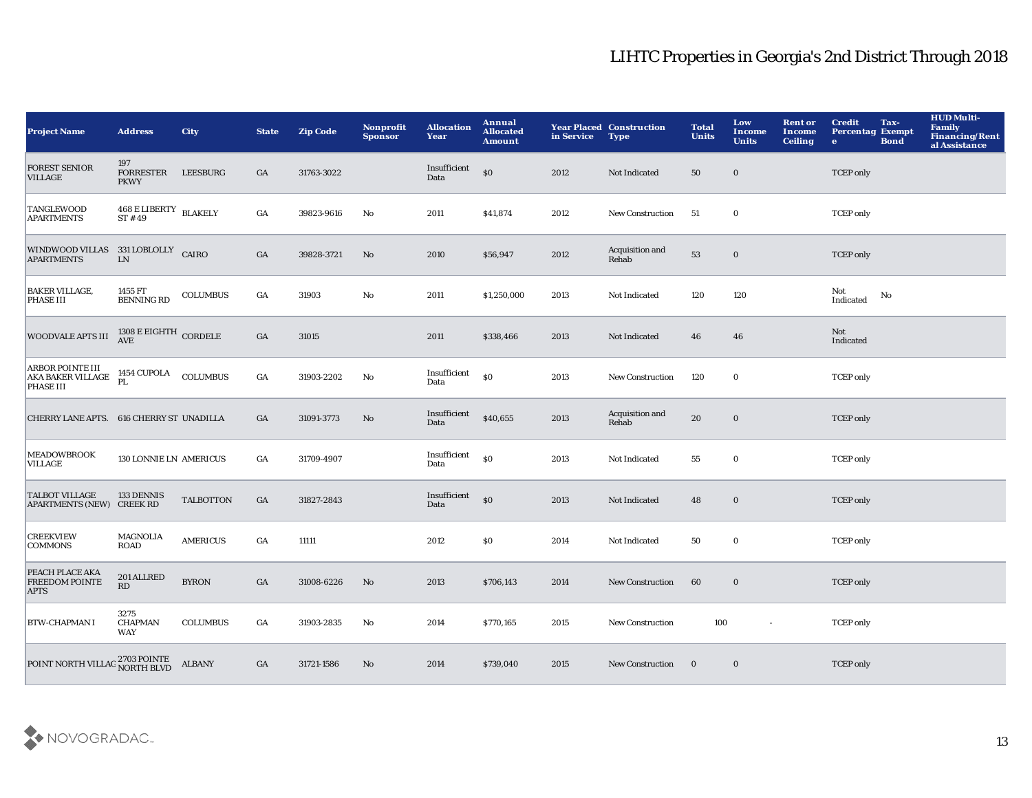# LIHTC Properties in Georgia's 2nd District Through 2018

| Project Name | Address | City | State | Zip Code | Nonprofit Sponsor | Allocation Year | Annual Allocated Amount | Year Placed in Service | Construction Type | Total Units | Low Income Units | Rent or Income Ceiling | Credit Percentage | Tax-Exempt Bond | HUD Multi-Family Financing/Rental Assistance |
|---|---|---|---|---|---|---|---|---|---|---|---|---|---|---|---|
| FOREST SENIOR VILLAGE | 197 FORRESTER PKWY | LEESBURG | GA | 31763-3022 | | Insufficient Data | $0 | 2012 | Not Indicated | 50 | 0 | | TCEP only | | |
| TANGLEWOOD APARTMENTS | 468 E LIBERTY ST #49 | BLAKELY | GA | 39823-9616 | No | 2011 | $41,874 | 2012 | New Construction | 51 | 0 | | TCEP only | | |
| WINDWOOD VILLAS APARTMENTS | 331 LOBLOLLY LN | CAIRO | GA | 39828-3721 | No | 2010 | $56,947 | 2012 | Acquisition and Rehab | 53 | 0 | | TCEP only | | |
| BAKER VILLAGE, PHASE III | 1455 FT BENNING RD | COLUMBUS | GA | 31903 | No | 2011 | $1,250,000 | 2013 | Not Indicated | 120 | 120 | | Not Indicated | No | |
| WOODVALE APTS III | 1308 E EIGHTH AVE | CORDELE | GA | 31015 | | 2011 | $338,466 | 2013 | Not Indicated | 46 | 46 | | Not Indicated | | |
| ARBOR POINTE III AKA BAKER VILLAGE PHASE III | 1454 CUPOLA PL | COLUMBUS | GA | 31903-2202 | No | Insufficient Data | $0 | 2013 | New Construction | 120 | 0 | | TCEP only | | |
| CHERRY LANE APTS. | 616 CHERRY ST | UNADILLA | GA | 31091-3773 | No | Insufficient Data | $40,655 | 2013 | Acquisition and Rehab | 20 | 0 | | TCEP only | | |
| MEADOWBROOK VILLAGE | 130 LONNIE LN | AMERICUS | GA | 31709-4907 | | Insufficient Data | $0 | 2013 | Not Indicated | 55 | 0 | | TCEP only | | |
| TALBOT VILLAGE APARTMENTS (NEW) | 133 DENNIS CREEK RD | TALBOTTON | GA | 31827-2843 | | Insufficient Data | $0 | 2013 | Not Indicated | 48 | 0 | | TCEP only | | |
| CREEKVIEW COMMONS | MAGNOLIA ROAD | AMERICUS | GA | 11111 | | 2012 | $0 | 2014 | Not Indicated | 50 | 0 | | TCEP only | | |
| PEACH PLACE AKA FREEDOM POINTE APTS | 201 ALLRED RD | BYRON | GA | 31008-6226 | No | 2013 | $706,143 | 2014 | New Construction | 60 | 0 | | TCEP only | | |
| BTW-CHAPMAN I | 3275 CHAPMAN WAY | COLUMBUS | GA | 31903-2835 | No | 2014 | $770,165 | 2015 | New Construction | 100 | - | | TCEP only | | |
| POINT NORTH VILLAG | 2703 POINTE NORTH BLVD | ALBANY | GA | 31721-1586 | No | 2014 | $739,040 | 2015 | New Construction | 0 | 0 | | TCEP only | | |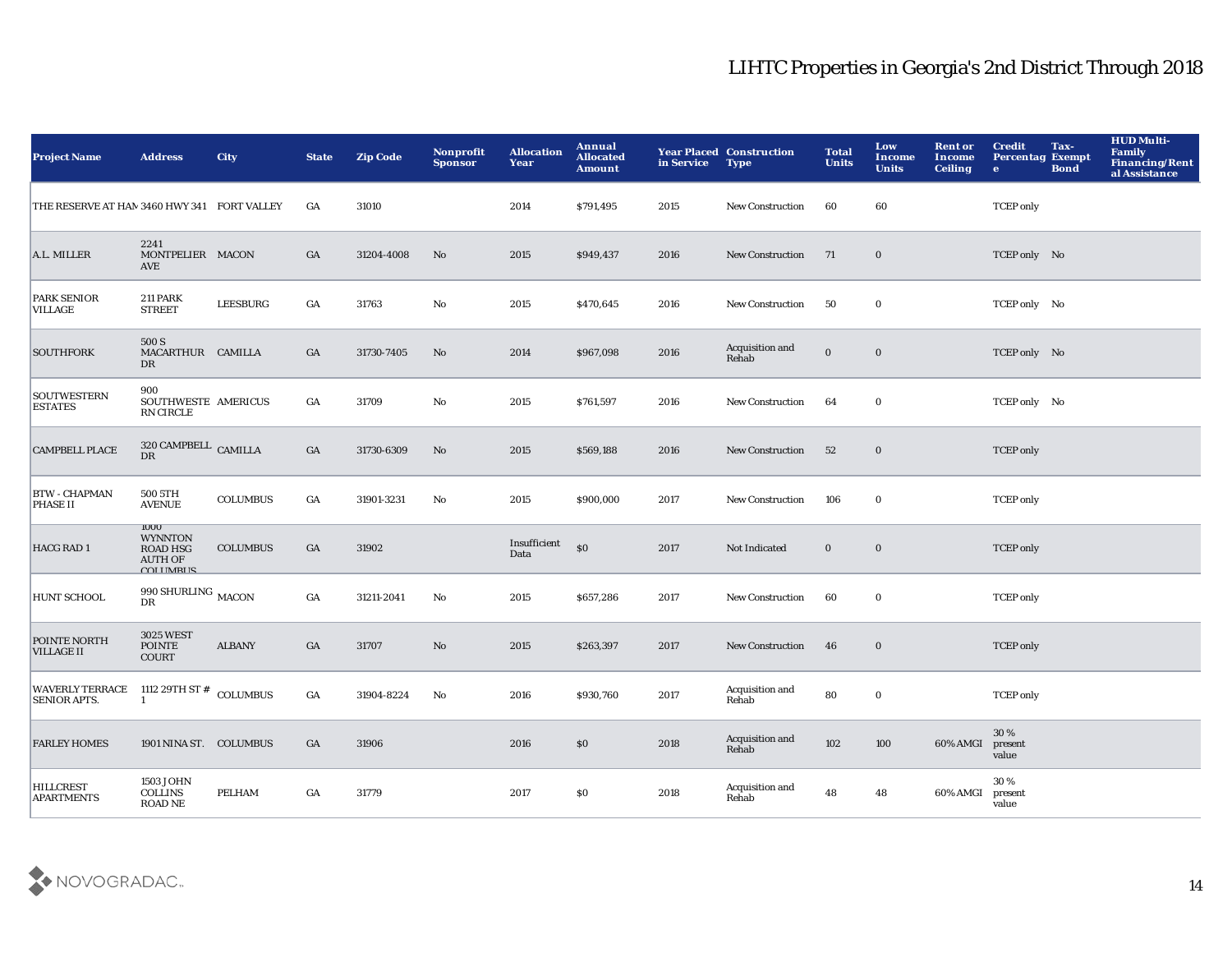# LIHTC Properties in Georgia's 2nd District Through 2018

| Project Name | Address | City | State | Zip Code | Nonprofit Sponsor | Allocation Year | Annual Allocated Amount | Year Placed in Service | Construction Type | Total Units | Low Income Units | Rent or Income Ceiling | Credit Percentage | Tax-Exempt Bond | HUD Multi-Family Financing/Rental Assistance |
|---|---|---|---|---|---|---|---|---|---|---|---|---|---|---|---|
| THE RESERVE AT HAM | 3460 HWY 341 | FORT VALLEY | GA | 31010 | | 2014 | $791,495 | 2015 | New Construction | 60 | 60 | | TCEP only | | |
| A.L. MILLER | 2241 MONTPELIER AVE | MACON | GA | 31204-4008 | No | 2015 | $949,437 | 2016 | New Construction | 71 | 0 | | TCEP only | No | |
| PARK SENIOR VILLAGE | 211 PARK STREET | LEESBURG | GA | 31763 | No | 2015 | $470,645 | 2016 | New Construction | 50 | 0 | | TCEP only | No | |
| SOUTHFORK | 500 S MACARTHUR DR | CAMILLA | GA | 31730-7405 | No | 2014 | $967,098 | 2016 | Acquisition and Rehab | 0 | 0 | | TCEP only | No | |
| SOUTWESTERN ESTATES | 900 SOUTHWESTERN CIRCLE | AMERICUS | GA | 31709 | No | 2015 | $761,597 | 2016 | New Construction | 64 | 0 | | TCEP only | No | |
| CAMPBELL PLACE | 320 CAMPBELL DR | CAMILLA | GA | 31730-6309 | No | 2015 | $569,188 | 2016 | New Construction | 52 | 0 | | TCEP only | | |
| BTW - CHAPMAN PHASE II | 500 5TH AVENUE | COLUMBUS | GA | 31901-3231 | No | 2015 | $900,000 | 2017 | New Construction | 106 | 0 | | TCEP only | | |
| HACG RAD 1 | 1000 WYNNTON ROAD HSG AUTH OF COLUMBUS | COLUMBUS | GA | 31902 | | Insufficient Data | $0 | 2017 | Not Indicated | 0 | 0 | | TCEP only | | |
| HUNT SCHOOL | 990 SHURLING DR | MACON | GA | 31211-2041 | No | 2015 | $657,286 | 2017 | New Construction | 60 | 0 | | TCEP only | | |
| POINTE NORTH VILLAGE II | 3025 WEST POINTE COURT | ALBANY | GA | 31707 | No | 2015 | $263,397 | 2017 | New Construction | 46 | 0 | | TCEP only | | |
| WAVERLY TERRACE SENIOR APTS. | 1112 29TH ST # 1 | COLUMBUS | GA | 31904-8224 | No | 2016 | $930,760 | 2017 | Acquisition and Rehab | 80 | 0 | | TCEP only | | |
| FARLEY HOMES | 1901 NINA ST. | COLUMBUS | GA | 31906 | | 2016 | $0 | 2018 | Acquisition and Rehab | 102 | 100 | 60% AMGI | 30 % present value | | |
| HILLCREST APARTMENTS | 1503 JOHN COLLINS ROAD NE | PELHAM | GA | 31779 | | 2017 | $0 | 2018 | Acquisition and Rehab | 48 | 48 | 60% AMGI | 30 % present value | | |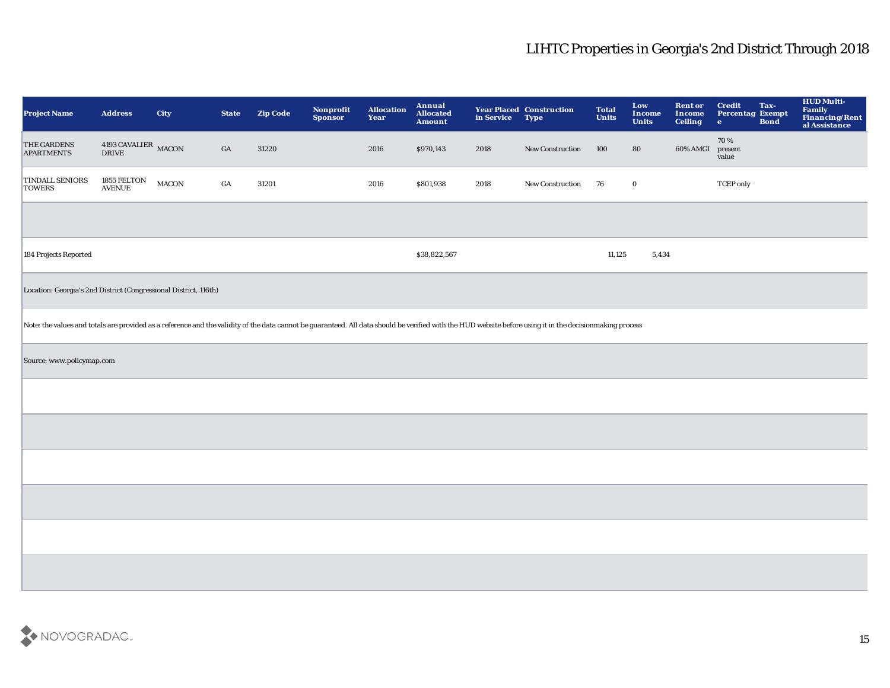# LIHTC Properties in Georgia's 2nd District Through 2018

| Project Name | Address | City | State | Zip Code | Nonprofit Sponsor | Allocation Year | Annual Allocated Amount | Year Placed in Service | Construction Type | Total Units | Low Income Units | Rent or Income Ceiling | Credit Percentage | Tax-Exempt Bond | HUD Multi-Family Financing/Rental Assistance |
|---|---|---|---|---|---|---|---|---|---|---|---|---|---|---|---|
| THE GARDENS APARTMENTS | 4193 CAVALIER DRIVE | MACON | GA | 31220 | | 2016 | $970,143 | 2018 | New Construction | 100 | 80 | 60% AMGI | 70 % present value | | |
| TINDALL SENIORS TOWERS | 1855 FELTON AVENUE | MACON | GA | 31201 | | 2016 | $801,938 | 2018 | New Construction | 76 | 0 | | TCEP only | | |
| | | | | | | | | | | | | | | | |
| 184 Projects Reported | | | | | | | $38,822,567 | | | 11,125 | 5,434 | | | | |

Location: Georgia's 2nd District (Congressional District, 116th)

Note: the values and totals are provided as a reference and the validity of the data cannot be guaranteed. All data should be verified with the HUD website before using it in the decisionmaking process

Source: www.policymap.com